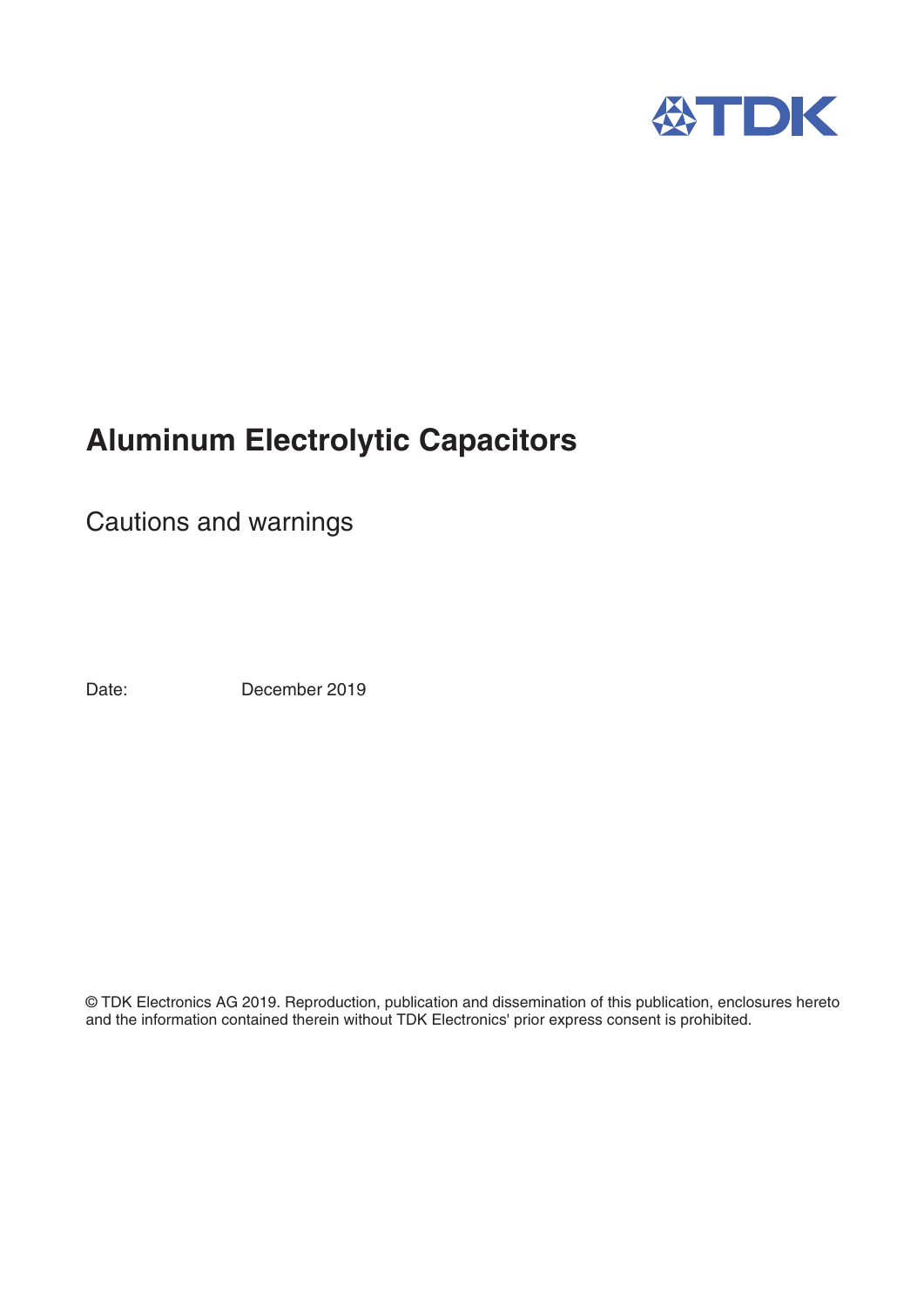TDK

# Aluminum Electrolytic Capacitors

## Cautions and warnings

Date: December 2019

© TDK Electronics AG 2019. Reproduction, publication and dissemination of this publication, enclosures hereto and the information contained therein without TDK Electronics' prior express consent is prohibited.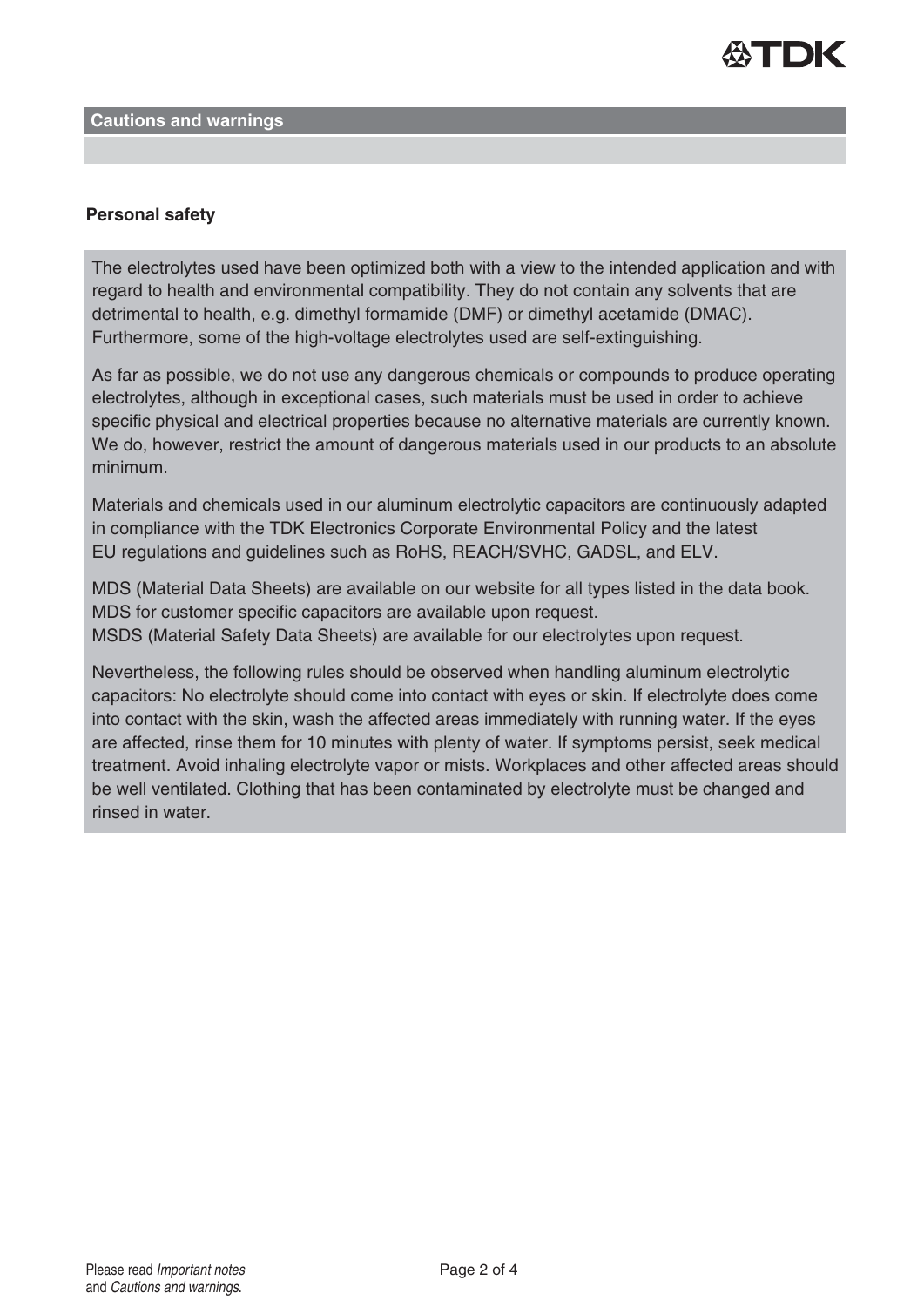## Cautions and warnings

### Personal safety

The electrolytes used have been optimized both with a view to the intended application and with regard to health and environmental compatibility. They do not contain any solvents that are detrimental to health, e.g. dimethyl formamide (DMF) or dimethyl acetamide (DMAC). Furthermore, some of the high-voltage electrolytes used are self-extinguishing.

As far as possible, we do not use any dangerous chemicals or compounds to produce operating electrolytes, although in exceptional cases, such materials must be used in order to achieve specific physical and electrical properties because no alternative materials are currently known. We do, however, restrict the amount of dangerous materials used in our products to an absolute minimum.

Materials and chemicals used in our aluminum electrolytic capacitors are continuously adapted in compliance with the TDK Electronics Corporate Environmental Policy and the latest EU regulations and guidelines such as RoHS, REACH/SVHC, GADSL, and ELV.

MDS (Material Data Sheets) are available on our website for all types listed in the data book.
MDS for customer specific capacitors are available upon request.
MSDS (Material Safety Data Sheets) are available for our electrolytes upon request.

Nevertheless, the following rules should be observed when handling aluminum electrolytic capacitors: No electrolyte should come into contact with eyes or skin. If electrolyte does come into contact with the skin, wash the affected areas immediately with running water. If the eyes are affected, rinse them for 10 minutes with plenty of water. If symptoms persist, seek medical treatment. Avoid inhaling electrolyte vapor or mists. Workplaces and other affected areas should be well ventilated. Clothing that has been contaminated by electrolyte must be changed and rinsed in water.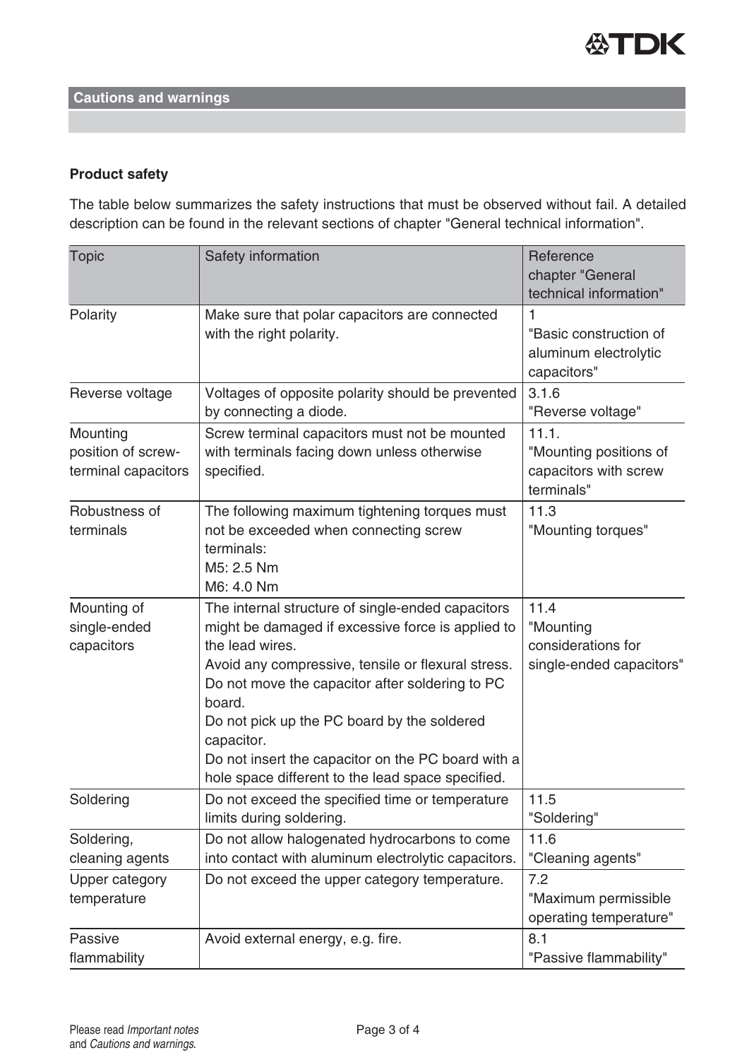## Cautions and warnings

### Product safety

The table below summarizes the safety instructions that must be observed without fail. A detailed description can be found in the relevant sections of chapter "General technical information".

| Topic | Safety information | Reference chapter "General technical information" |
|---|---|---|
| Polarity | Make sure that polar capacitors are connected with the right polarity. | 1 "Basic construction of aluminum electrolytic capacitors" |
| Reverse voltage | Voltages of opposite polarity should be prevented by connecting a diode. | 3.1.6 "Reverse voltage" |
| Mounting position of screw-terminal capacitors | Screw terminal capacitors must not be mounted with terminals facing down unless otherwise specified. | 11.1. "Mounting positions of capacitors with screw terminals" |
| Robustness of terminals | The following maximum tightening torques must not be exceeded when connecting screw terminals:<br>M5: 2.5 Nm<br>M6: 4.0 Nm | 11.3 "Mounting torques" |
| Mounting of single-ended capacitors | The internal structure of single-ended capacitors might be damaged if excessive force is applied to the lead wires.<br>Avoid any compressive, tensile or flexural stress.<br>Do not move the capacitor after soldering to PC board.<br>Do not pick up the PC board by the soldered capacitor.<br>Do not insert the capacitor on the PC board with a hole space different to the lead space specified. | 11.4 "Mounting considerations for single-ended capacitors" |
| Soldering | Do not exceed the specified time or temperature limits during soldering. | 11.5 "Soldering" |
| Soldering, cleaning agents | Do not allow halogenated hydrocarbons to come into contact with aluminum electrolytic capacitors. | 11.6 "Cleaning agents" |
| Upper category temperature | Do not exceed the upper category temperature. | 7.2 "Maximum permissible operating temperature" |
| Passive flammability | Avoid external energy, e.g. fire. | 8.1 "Passive flammability" |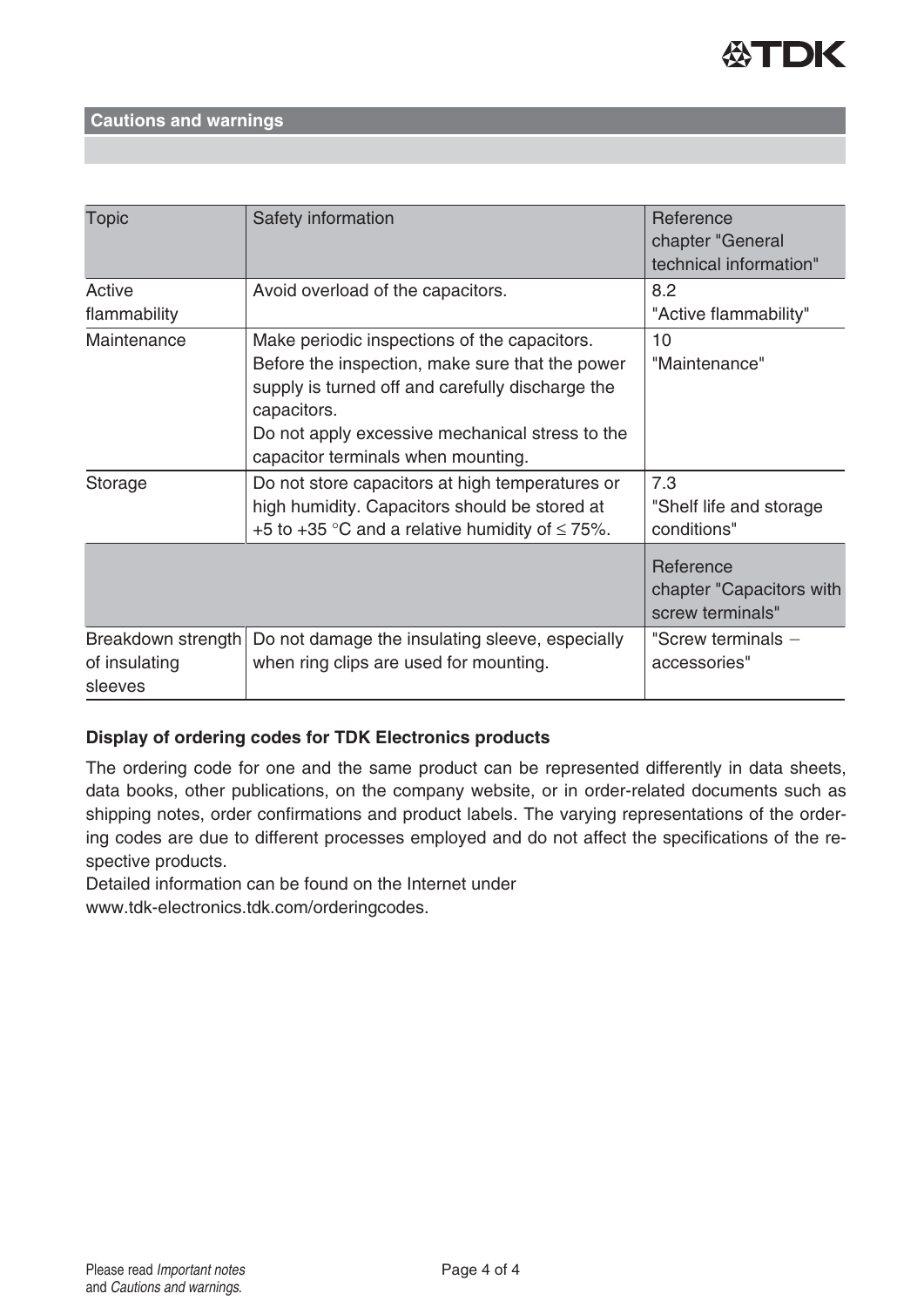## Cautions and warnings

| Topic | Safety information | Reference chapter "General technical information" |
|---|---|---|
| Active flammability | Avoid overload of the capacitors. | 8.2 "Active flammability" |
| Maintenance | Make periodic inspections of the capacitors. Before the inspection, make sure that the power supply is turned off and carefully discharge the capacitors. Do not apply excessive mechanical stress to the capacitor terminals when mounting. | 10 "Maintenance" |
| Storage | Do not store capacitors at high temperatures or high humidity. Capacitors should be stored at +5 to +35 °C and a relative humidity of ≤ 75%. | 7.3 "Shelf life and storage conditions" |
| | | Reference chapter "Capacitors with screw terminals" |
| Breakdown strength of insulating sleeves | Do not damage the insulating sleeve, especially when ring clips are used for mounting. | "Screw terminals − accessories" |

**Display of ordering codes for TDK Electronics products**

The ordering code for one and the same product can be represented differently in data sheets, data books, other publications, on the company website, or in order-related documents such as shipping notes, order confirmations and product labels. The varying representations of the ordering codes are due to different processes employed and do not affect the specifications of the respective products.

Detailed information can be found on the Internet under www.tdk-electronics.tdk.com/orderingcodes.